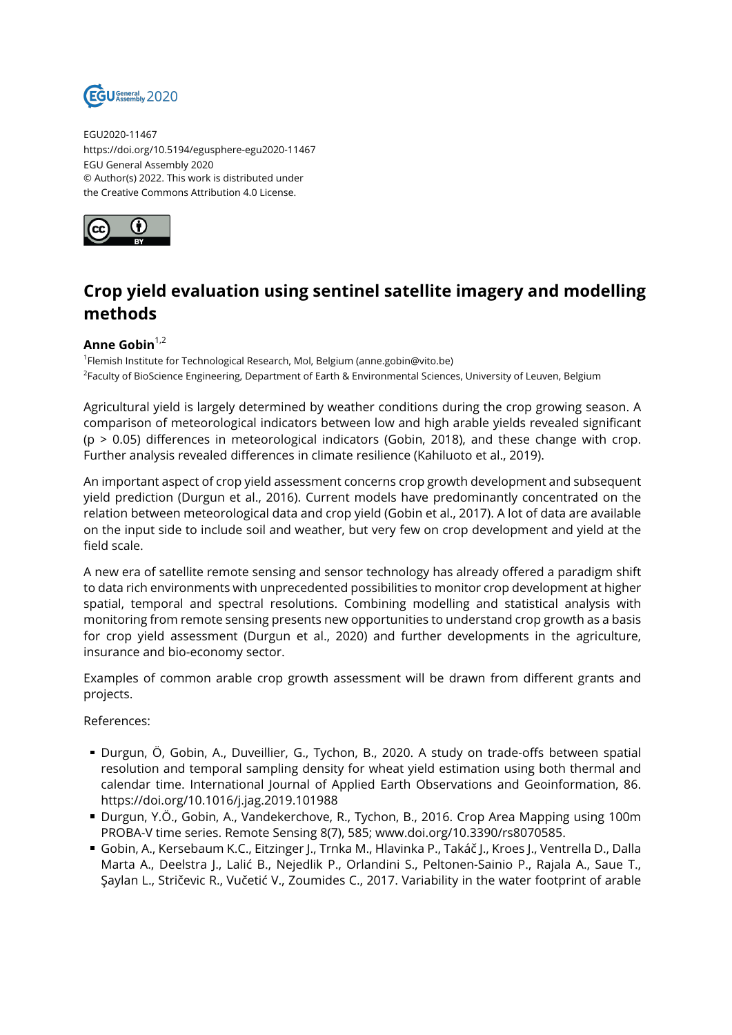EGU2020-11467
https://doi.org/10.5194/egusphere-egu2020-11467
EGU General Assembly 2020
© Author(s) 2022. This work is distributed under
the Creative Commons Attribution 4.0 License.

# Crop yield evaluation using sentinel satellite imagery and modelling methods

**Anne Gobin**[1,2]

[1]Flemish Institute for Technological Research, Mol, Belgium (anne.gobin@vito.be)
[2]Faculty of BioScience Engineering, Department of Earth & Environmental Sciences, University of Leuven, Belgium

Agricultural yield is largely determined by weather conditions during the crop growing season. A comparison of meteorological indicators between low and high arable yields revealed significant ($p > 0.05$) differences in meteorological indicators (Gobin, 2018), and these change with crop. Further analysis revealed differences in climate resilience (Kahiluoto et al., 2019).

An important aspect of crop yield assessment concerns crop growth development and subsequent yield prediction (Durgun et al., 2016). Current models have predominantly concentrated on the relation between meteorological data and crop yield (Gobin et al., 2017). A lot of data are available on the input side to include soil and weather, but very few on crop development and yield at the field scale.

A new era of satellite remote sensing and sensor technology has already offered a paradigm shift to data rich environments with unprecedented possibilities to monitor crop development at higher spatial, temporal and spectral resolutions. Combining modelling and statistical analysis with monitoring from remote sensing presents new opportunities to understand crop growth as a basis for crop yield assessment (Durgun et al., 2020) and further developments in the agriculture, insurance and bio-economy sector.

Examples of common arable crop growth assessment will be drawn from different grants and projects.

References:

- Durgun, Ö, Gobin, A., Duveillier, G., Tychon, B., 2020. A study on trade-offs between spatial resolution and temporal sampling density for wheat yield estimation using both thermal and calendar time. International Journal of Applied Earth Observations and Geoinformation, 86. https://doi.org/10.1016/j.jag.2019.101988
- Durgun, Y.Ö., Gobin, A., Vandekerchove, R., Tychon, B., 2016. Crop Area Mapping using 100m PROBA-V time series. Remote Sensing 8(7), 585; www.doi.org/10.3390/rs8070585.
- Gobin, A., Kersebaum K.C., Eitzinger J., Trnka M., Hlavinka P., Takáč J., Kroes J., Ventrella D., Dalla Marta A., Deelstra J., Lalić B., Nejedlik P., Orlandini S., Peltonen-Sainio P., Rajala A., Saue T., Şaylan L., Stričevic R., Vučetić V., Zoumides C., 2017. Variability in the water footprint of arable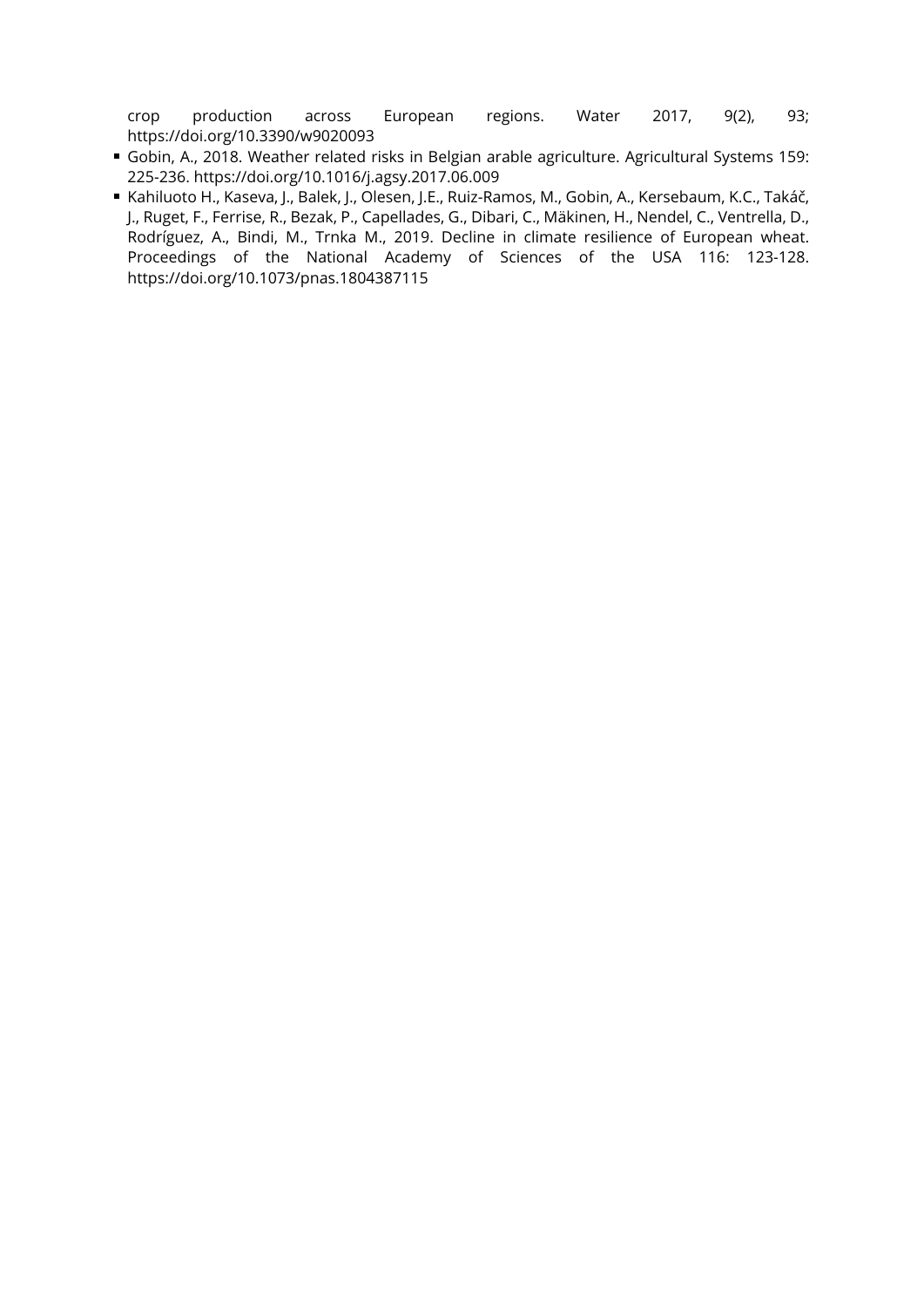crop production across European regions. Water 2017, 9(2), 93; https://doi.org/10.3390/w9020093

- Gobin, A., 2018. Weather related risks in Belgian arable agriculture. Agricultural Systems 159: 225-236. https://doi.org/10.1016/j.agsy.2017.06.009
- Kahiluoto H., Kaseva, J., Balek, J., Olesen, J.E., Ruiz-Ramos, M., Gobin, A., Kersebaum, K.C., Takáč, J., Ruget, F., Ferrise, R., Bezak, P., Capellades, G., Dibari, C., Mäkinen, H., Nendel, C., Ventrella, D., Rodríguez, A., Bindi, M., Trnka M., 2019. Decline in climate resilience of European wheat. Proceedings of the National Academy of Sciences of the USA 116: 123-128. https://doi.org/10.1073/pnas.1804387115